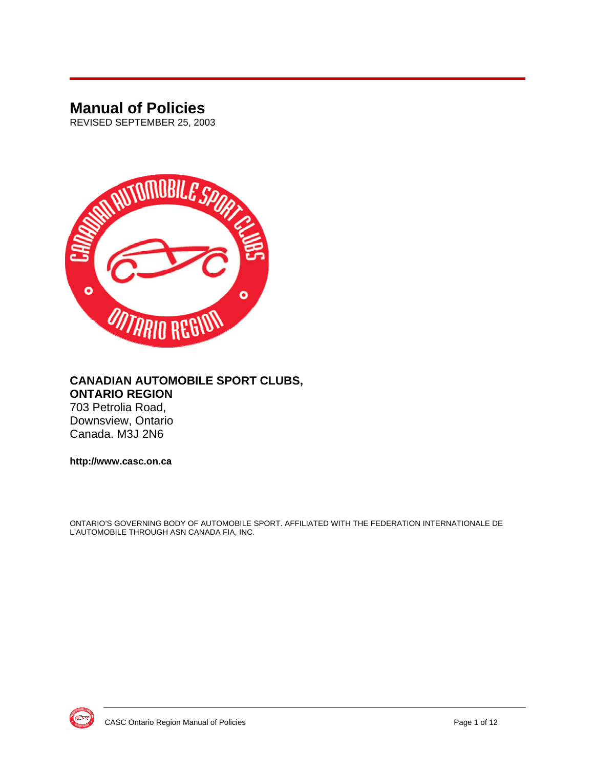# Manual of Policies

REVISED SEPTEMBER 25, 2003

**CANADIAN AUTOMOBILE SPORT CLUBS,**
**ONTARIO REGION**

703 Petrolia Road,
Downsview, Ontario
Canada. M3J 2N6

**http://www.casc.on.ca**

ONTARIO'S GOVERNING BODY OF AUTOMOBILE SPORT. AFFILIATED WITH THE FEDERATION INTERNATIONALE DE L'AUTOMOBILE THROUGH ASN CANADA FIA, INC.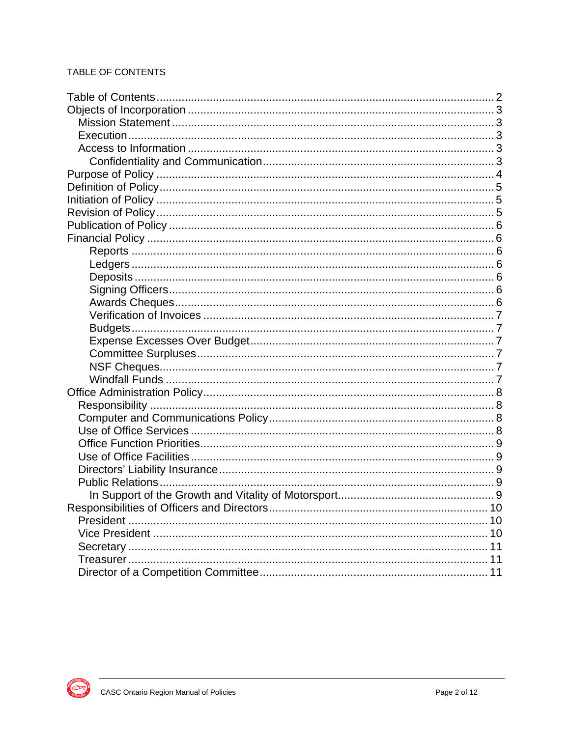TABLE OF CONTENTS

- Table of Contents ........ 2
- Objects of Incorporation ........ 3
  - Mission Statement ........ 3
  - Execution ........ 3
  - Access to Information ........ 3
    - Confidentiality and Communication ........ 3
- Purpose of Policy ........ 4
- Definition of Policy ........ 5
- Initiation of Policy ........ 5
- Revision of Policy ........ 5
- Publication of Policy ........ 6
- Financial Policy ........ 6
    - Reports ........ 6
    - Ledgers ........ 6
    - Deposits ........ 6
    - Signing Officers ........ 6
    - Awards Cheques ........ 6
    - Verification of Invoices ........ 7
    - Budgets ........ 7
    - Expense Excesses Over Budget ........ 7
    - Committee Surpluses ........ 7
    - NSF Cheques ........ 7
    - Windfall Funds ........ 7
- Office Administration Policy ........ 8
  - Responsibility ........ 8
  - Computer and Communications Policy ........ 8
  - Use of Office Services ........ 8
  - Office Function Priorities ........ 9
  - Use of Office Facilities ........ 9
  - Directors' Liability Insurance ........ 9
  - Public Relations ........ 9
    - In Support of the Growth and Vitality of Motorsport ........ 9
- Responsibilities of Officers and Directors ........ 10
  - President ........ 10
  - Vice President ........ 10
  - Secretary ........ 11
  - Treasurer ........ 11
  - Director of a Competition Committee ........ 11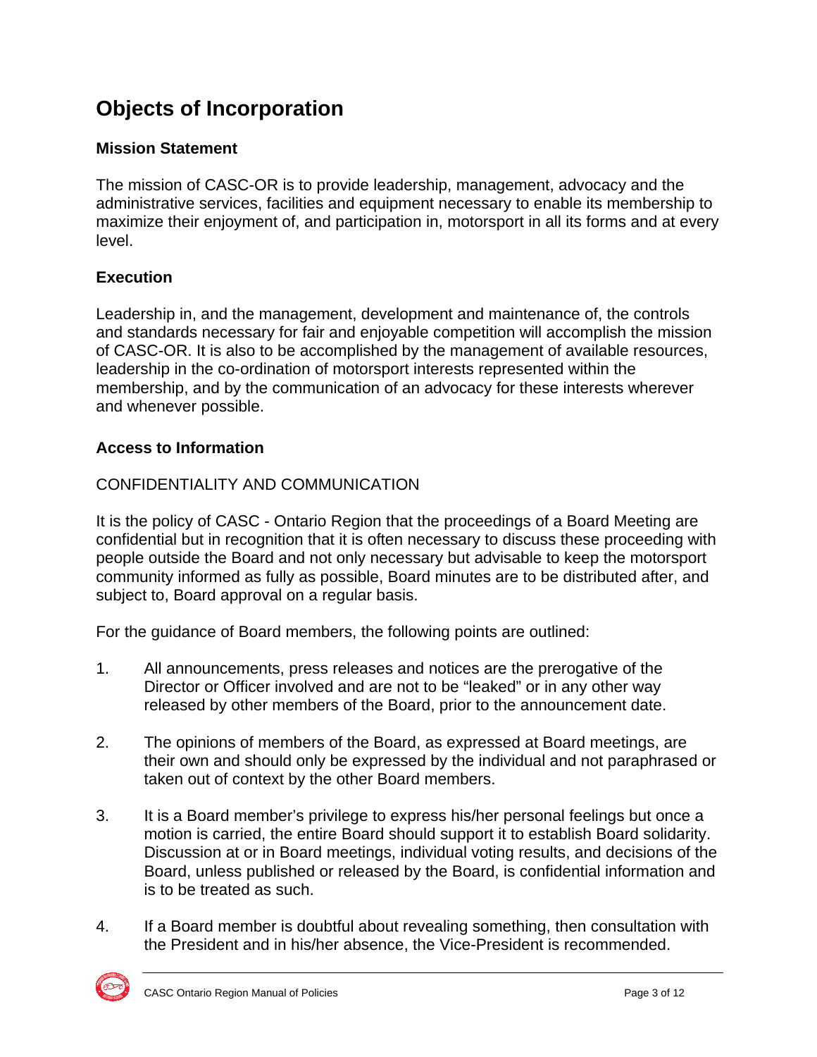# Objects of Incorporation

### Mission Statement

The mission of CASC-OR is to provide leadership, management, advocacy and the administrative services, facilities and equipment necessary to enable its membership to maximize their enjoyment of, and participation in, motorsport in all its forms and at every level.

### Execution

Leadership in, and the management, development and maintenance of, the controls and standards necessary for fair and enjoyable competition will accomplish the mission of CASC-OR. It is also to be accomplished by the management of available resources, leadership in the co-ordination of motorsport interests represented within the membership, and by the communication of an advocacy for these interests wherever and whenever possible.

### Access to Information

CONFIDENTIALITY AND COMMUNICATION

It is the policy of CASC - Ontario Region that the proceedings of a Board Meeting are confidential but in recognition that it is often necessary to discuss these proceeding with people outside the Board and not only necessary but advisable to keep the motorsport community informed as fully as possible, Board minutes are to be distributed after, and subject to, Board approval on a regular basis.

For the guidance of Board members, the following points are outlined:

1. All announcements, press releases and notices are the prerogative of the Director or Officer involved and are not to be “leaked” or in any other way released by other members of the Board, prior to the announcement date.

2. The opinions of members of the Board, as expressed at Board meetings, are their own and should only be expressed by the individual and not paraphrased or taken out of context by the other Board members.

3. It is a Board member’s privilege to express his/her personal feelings but once a motion is carried, the entire Board should support it to establish Board solidarity. Discussion at or in Board meetings, individual voting results, and decisions of the Board, unless published or released by the Board, is confidential information and is to be treated as such.

4. If a Board member is doubtful about revealing something, then consultation with the President and in his/her absence, the Vice-President is recommended.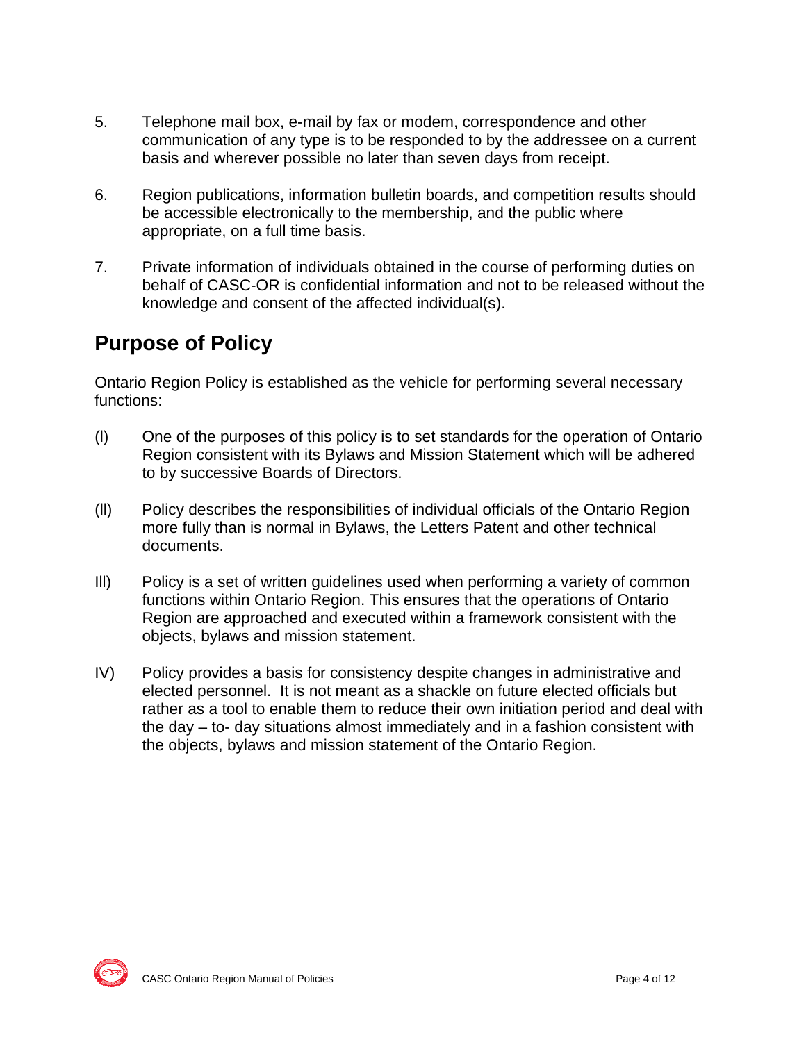5. Telephone mail box, e-mail by fax or modem, correspondence and other communication of any type is to be responded to by the addressee on a current basis and wherever possible no later than seven days from receipt.

6. Region publications, information bulletin boards, and competition results should be accessible electronically to the membership, and the public where appropriate, on a full time basis.

7. Private information of individuals obtained in the course of performing duties on behalf of CASC-OR is confidential information and not to be released without the knowledge and consent of the affected individual(s).

## Purpose of Policy

Ontario Region Policy is established as the vehicle for performing several necessary functions:

(l) One of the purposes of this policy is to set standards for the operation of Ontario Region consistent with its Bylaws and Mission Statement which will be adhered to by successive Boards of Directors.

(ll) Policy describes the responsibilities of individual officials of the Ontario Region more fully than is normal in Bylaws, the Letters Patent and other technical documents.

lll) Policy is a set of written guidelines used when performing a variety of common functions within Ontario Region. This ensures that the operations of Ontario Region are approached and executed within a framework consistent with the objects, bylaws and mission statement.

IV) Policy provides a basis for consistency despite changes in administrative and elected personnel. It is not meant as a shackle on future elected officials but rather as a tool to enable them to reduce their own initiation period and deal with the day – to- day situations almost immediately and in a fashion consistent with the objects, bylaws and mission statement of the Ontario Region.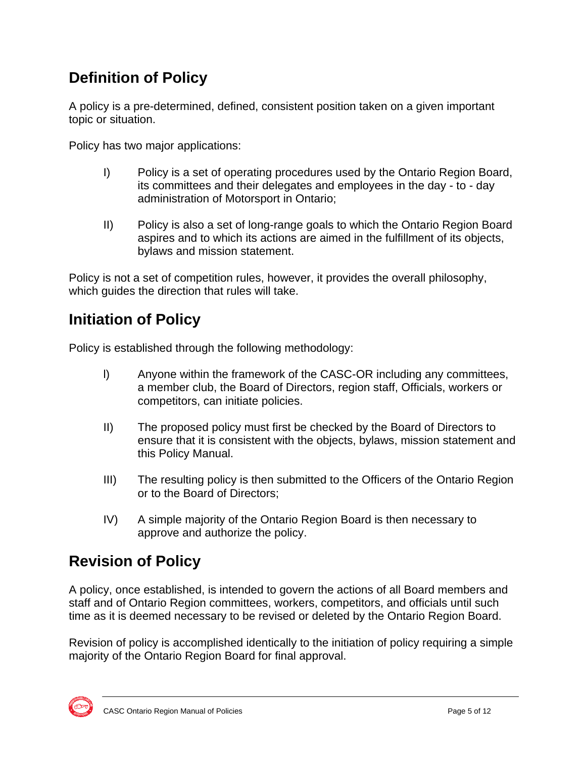## Definition of Policy

A policy is a pre-determined, defined, consistent position taken on a given important topic or situation.

Policy has two major applications:

I) Policy is a set of operating procedures used by the Ontario Region Board, its committees and their delegates and employees in the day - to - day administration of Motorsport in Ontario;

II) Policy is also a set of long-range goals to which the Ontario Region Board aspires and to which its actions are aimed in the fulfillment of its objects, bylaws and mission statement.

Policy is not a set of competition rules, however, it provides the overall philosophy, which guides the direction that rules will take.

## Initiation of Policy

Policy is established through the following methodology:

I) Anyone within the framework of the CASC-OR including any committees, a member club, the Board of Directors, region staff, Officials, workers or competitors, can initiate policies.

II) The proposed policy must first be checked by the Board of Directors to ensure that it is consistent with the objects, bylaws, mission statement and this Policy Manual.

III) The resulting policy is then submitted to the Officers of the Ontario Region or to the Board of Directors;

IV) A simple majority of the Ontario Region Board is then necessary to approve and authorize the policy.

## Revision of Policy

A policy, once established, is intended to govern the actions of all Board members and staff and of Ontario Region committees, workers, competitors, and officials until such time as it is deemed necessary to be revised or deleted by the Ontario Region Board.

Revision of policy is accomplished identically to the initiation of policy requiring a simple majority of the Ontario Region Board for final approval.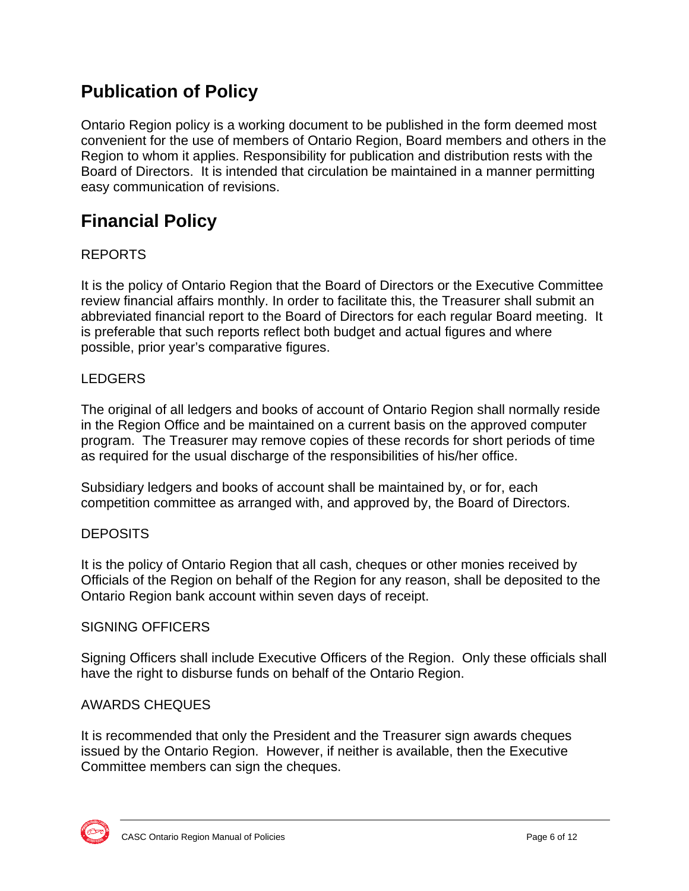## Publication of Policy

Ontario Region policy is a working document to be published in the form deemed most convenient for the use of members of Ontario Region, Board members and others in the Region to whom it applies. Responsibility for publication and distribution rests with the Board of Directors. It is intended that circulation be maintained in a manner permitting easy communication of revisions.

## Financial Policy

REPORTS

It is the policy of Ontario Region that the Board of Directors or the Executive Committee review financial affairs monthly. In order to facilitate this, the Treasurer shall submit an abbreviated financial report to the Board of Directors for each regular Board meeting. It is preferable that such reports reflect both budget and actual figures and where possible, prior year's comparative figures.

LEDGERS

The original of all ledgers and books of account of Ontario Region shall normally reside in the Region Office and be maintained on a current basis on the approved computer program. The Treasurer may remove copies of these records for short periods of time as required for the usual discharge of the responsibilities of his/her office.

Subsidiary ledgers and books of account shall be maintained by, or for, each competition committee as arranged with, and approved by, the Board of Directors.

DEPOSITS

It is the policy of Ontario Region that all cash, cheques or other monies received by Officials of the Region on behalf of the Region for any reason, shall be deposited to the Ontario Region bank account within seven days of receipt.

SIGNING OFFICERS

Signing Officers shall include Executive Officers of the Region. Only these officials shall have the right to disburse funds on behalf of the Ontario Region.

AWARDS CHEQUES

It is recommended that only the President and the Treasurer sign awards cheques issued by the Ontario Region. However, if neither is available, then the Executive Committee members can sign the cheques.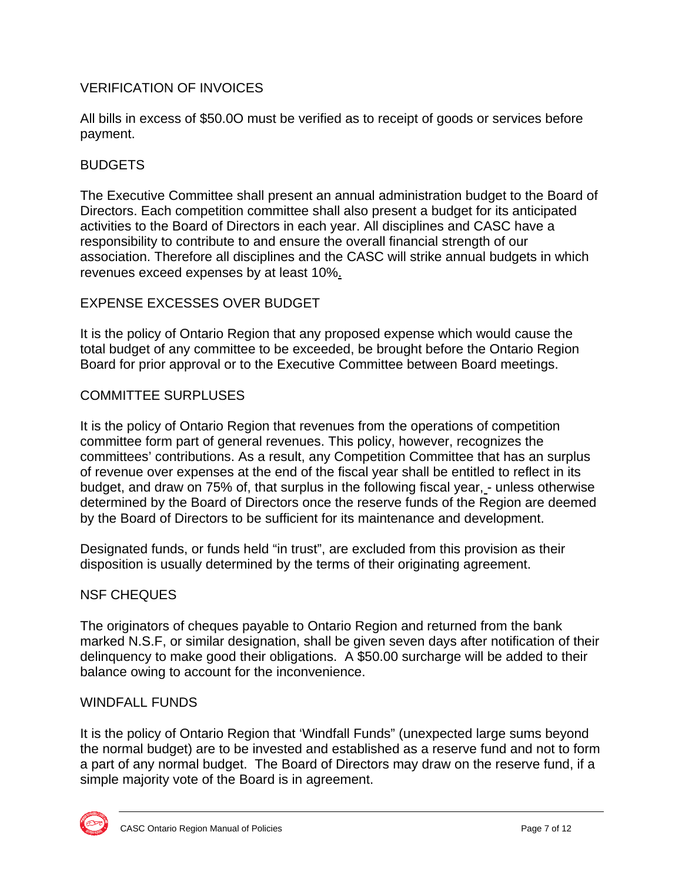## VERIFICATION OF INVOICES

All bills in excess of $50.0O must be verified as to receipt of goods or services before payment.

## BUDGETS

The Executive Committee shall present an annual administration budget to the Board of Directors. Each competition committee shall also present a budget for its anticipated activities to the Board of Directors in each year. All disciplines and CASC have a responsibility to contribute to and ensure the overall financial strength of our association. Therefore all disciplines and the CASC will strike annual budgets in which revenues exceed expenses by at least 10%.

## EXPENSE EXCESSES OVER BUDGET

It is the policy of Ontario Region that any proposed expense which would cause the total budget of any committee to be exceeded, be brought before the Ontario Region Board for prior approval or to the Executive Committee between Board meetings.

## COMMITTEE SURPLUSES

It is the policy of Ontario Region that revenues from the operations of competition committee form part of general revenues. This policy, however, recognizes the committees' contributions. As a result, any Competition Committee that has an surplus of revenue over expenses at the end of the fiscal year shall be entitled to reflect in its budget, and draw on 75% of, that surplus in the following fiscal year, - unless otherwise determined by the Board of Directors once the reserve funds of the Region are deemed by the Board of Directors to be sufficient for its maintenance and development.

Designated funds, or funds held "in trust", are excluded from this provision as their disposition is usually determined by the terms of their originating agreement.

## NSF CHEQUES

The originators of cheques payable to Ontario Region and returned from the bank marked N.S.F, or similar designation, shall be given seven days after notification of their delinquency to make good their obligations. A $50.00 surcharge will be added to their balance owing to account for the inconvenience.

## WINDFALL FUNDS

It is the policy of Ontario Region that 'Windfall Funds" (unexpected large sums beyond the normal budget) are to be invested and established as a reserve fund and not to form a part of any normal budget. The Board of Directors may draw on the reserve fund, if a simple majority vote of the Board is in agreement.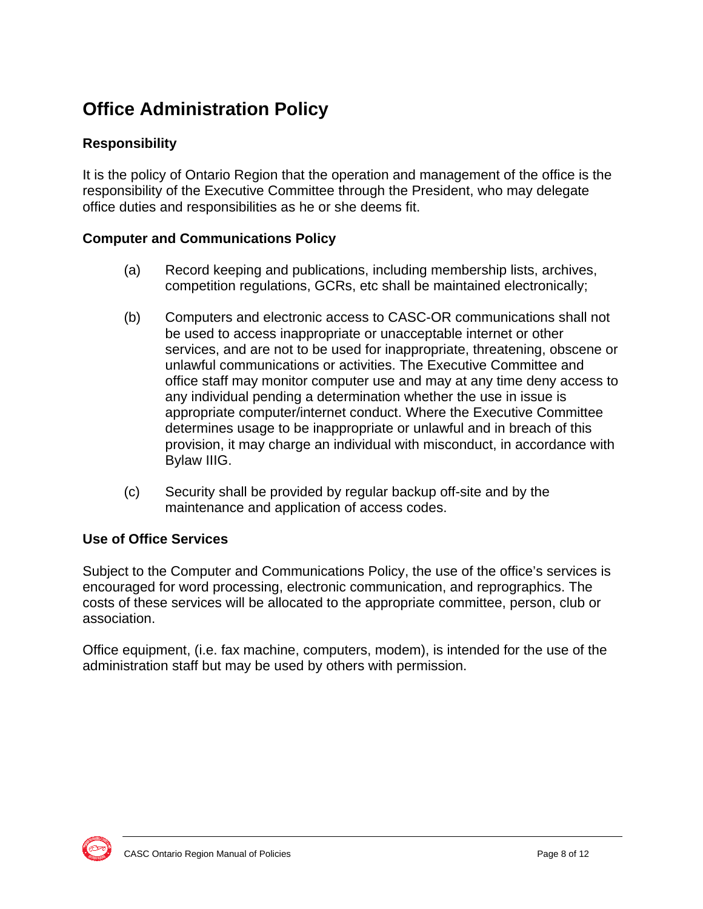# Office Administration Policy

## Responsibility

It is the policy of Ontario Region that the operation and management of the office is the responsibility of the Executive Committee through the President, who may delegate office duties and responsibilities as he or she deems fit.

## Computer and Communications Policy

(a) Record keeping and publications, including membership lists, archives, competition regulations, GCRs, etc shall be maintained electronically;

(b) Computers and electronic access to CASC-OR communications shall not be used to access inappropriate or unacceptable internet or other services, and are not to be used for inappropriate, threatening, obscene or unlawful communications or activities. The Executive Committee and office staff may monitor computer use and may at any time deny access to any individual pending a determination whether the use in issue is appropriate computer/internet conduct. Where the Executive Committee determines usage to be inappropriate or unlawful and in breach of this provision, it may charge an individual with misconduct, in accordance with Bylaw IIIG.

(c) Security shall be provided by regular backup off-site and by the maintenance and application of access codes.

## Use of Office Services

Subject to the Computer and Communications Policy, the use of the office's services is encouraged for word processing, electronic communication, and reprographics. The costs of these services will be allocated to the appropriate committee, person, club or association.

Office equipment, (i.e. fax machine, computers, modem), is intended for the use of the administration staff but may be used by others with permission.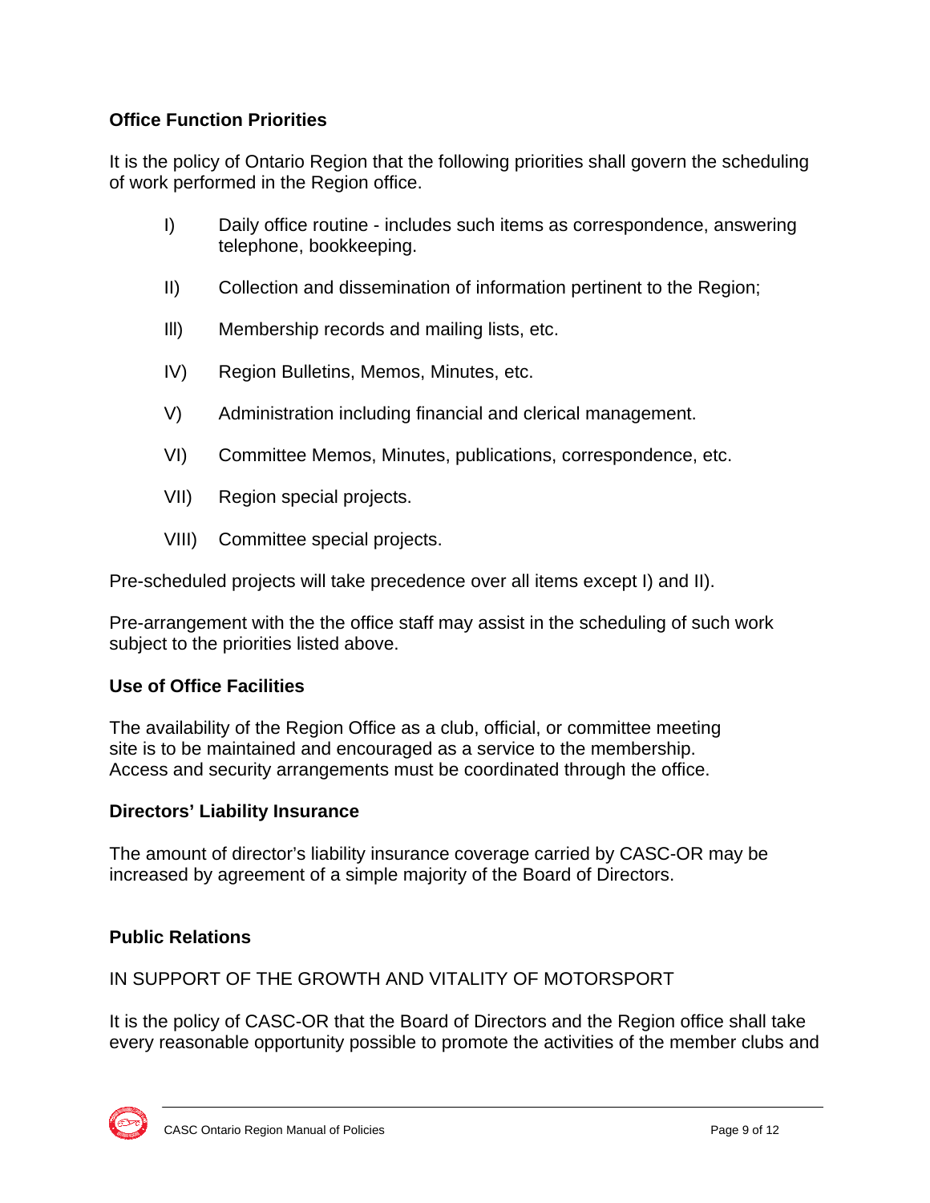**Office Function Priorities**

It is the policy of Ontario Region that the following priorities shall govern the scheduling of work performed in the Region office.

I) Daily office routine - includes such items as correspondence, answering telephone, bookkeeping.

II) Collection and dissemination of information pertinent to the Region;

III) Membership records and mailing lists, etc.

IV) Region Bulletins, Memos, Minutes, etc.

V) Administration including financial and clerical management.

VI) Committee Memos, Minutes, publications, correspondence, etc.

VII) Region special projects.

VIII) Committee special projects.

Pre-scheduled projects will take precedence over all items except I) and II).

Pre-arrangement with the the office staff may assist in the scheduling of such work subject to the priorities listed above.

**Use of Office Facilities**

The availability of the Region Office as a club, official, or committee meeting site is to be maintained and encouraged as a service to the membership. Access and security arrangements must be coordinated through the office.

**Directors' Liability Insurance**

The amount of director's liability insurance coverage carried by CASC-OR may be increased by agreement of a simple majority of the Board of Directors.

**Public Relations**

IN SUPPORT OF THE GROWTH AND VITALITY OF MOTORSPORT

It is the policy of CASC-OR that the Board of Directors and the Region office shall take every reasonable opportunity possible to promote the activities of the member clubs and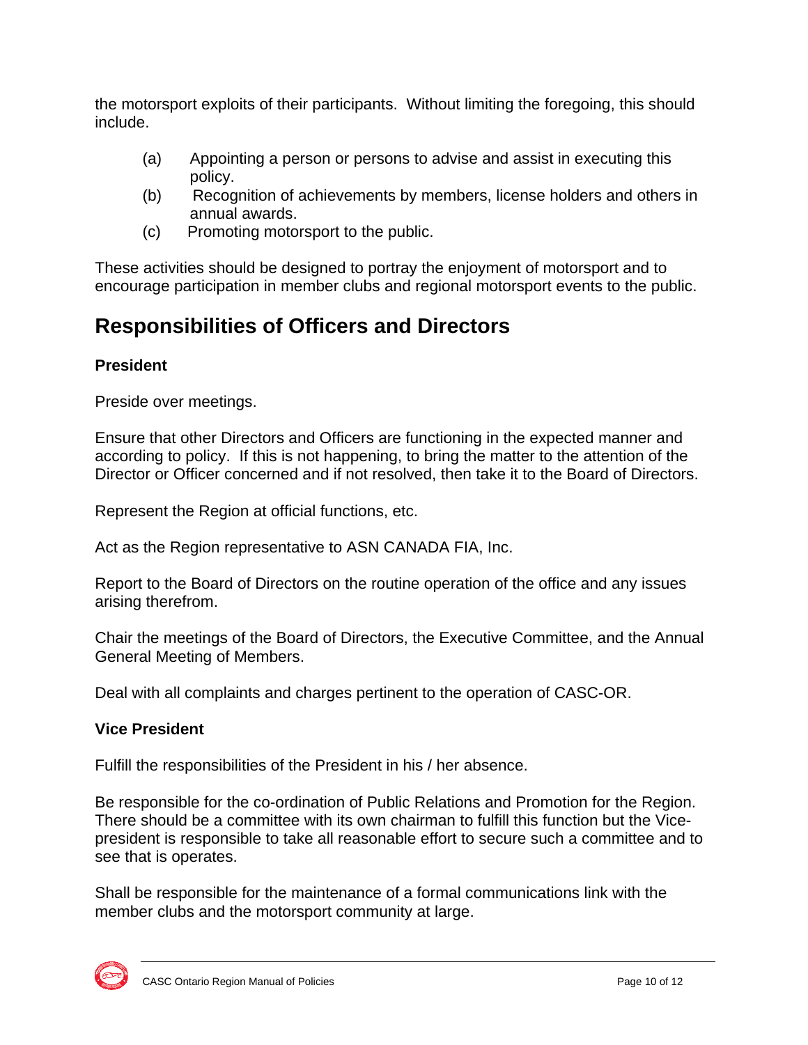the motorsport exploits of their participants. Without limiting the foregoing, this should include.

(a) Appointing a person or persons to advise and assist in executing this policy.
(b) Recognition of achievements by members, license holders and others in annual awards.
(c) Promoting motorsport to the public.

These activities should be designed to portray the enjoyment of motorsport and to encourage participation in member clubs and regional motorsport events to the public.

## Responsibilities of Officers and Directors

**President**

Preside over meetings.

Ensure that other Directors and Officers are functioning in the expected manner and according to policy. If this is not happening, to bring the matter to the attention of the Director or Officer concerned and if not resolved, then take it to the Board of Directors.

Represent the Region at official functions, etc.

Act as the Region representative to ASN CANADA FIA, Inc.

Report to the Board of Directors on the routine operation of the office and any issues arising therefrom.

Chair the meetings of the Board of Directors, the Executive Committee, and the Annual General Meeting of Members.

Deal with all complaints and charges pertinent to the operation of CASC-OR.

**Vice President**

Fulfill the responsibilities of the President in his / her absence.

Be responsible for the co-ordination of Public Relations and Promotion for the Region. There should be a committee with its own chairman to fulfill this function but the Vice-president is responsible to take all reasonable effort to secure such a committee and to see that is operates.

Shall be responsible for the maintenance of a formal communications link with the member clubs and the motorsport community at large.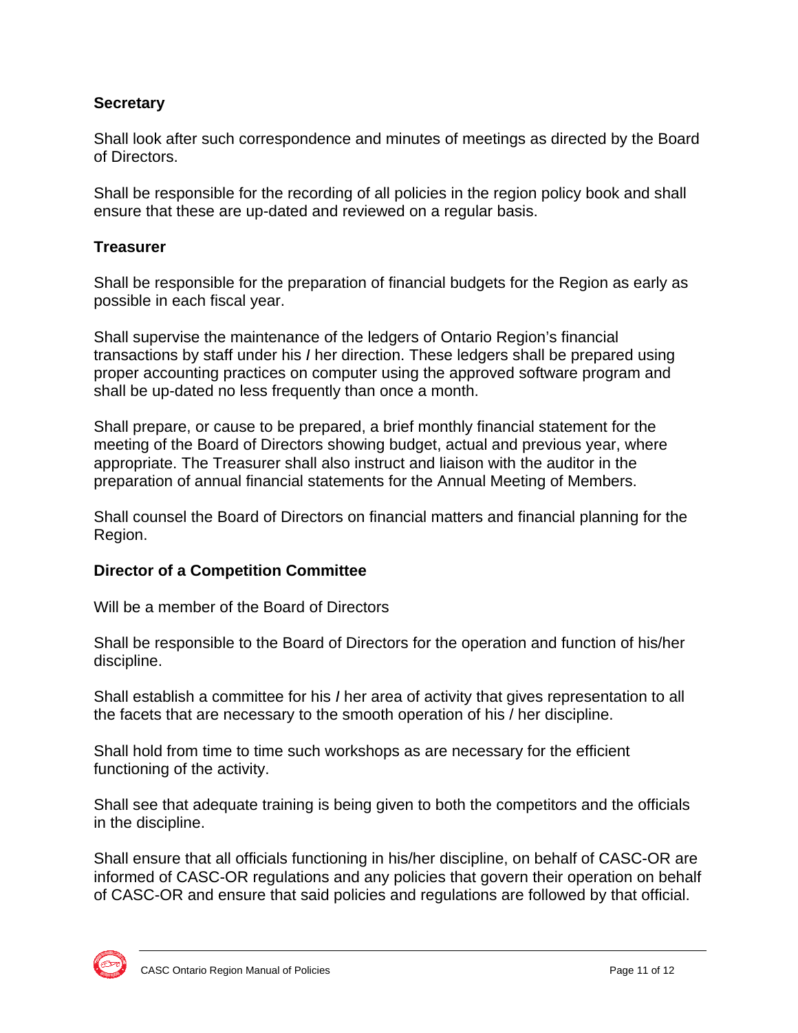**Secretary**

Shall look after such correspondence and minutes of meetings as directed by the Board of Directors.

Shall be responsible for the recording of all policies in the region policy book and shall ensure that these are up-dated and reviewed on a regular basis.

**Treasurer**

Shall be responsible for the preparation of financial budgets for the Region as early as possible in each fiscal year.

Shall supervise the maintenance of the ledgers of Ontario Region's financial transactions by staff under his / her direction. These ledgers shall be prepared using proper accounting practices on computer using the approved software program and shall be up-dated no less frequently than once a month.

Shall prepare, or cause to be prepared, a brief monthly financial statement for the meeting of the Board of Directors showing budget, actual and previous year, where appropriate. The Treasurer shall also instruct and liaison with the auditor in the preparation of annual financial statements for the Annual Meeting of Members.

Shall counsel the Board of Directors on financial matters and financial planning for the Region.

**Director of a Competition Committee**

Will be a member of the Board of Directors

Shall be responsible to the Board of Directors for the operation and function of his/her discipline.

Shall establish a committee for his / her area of activity that gives representation to all the facets that are necessary to the smooth operation of his / her discipline.

Shall hold from time to time such workshops as are necessary for the efficient functioning of the activity.

Shall see that adequate training is being given to both the competitors and the officials in the discipline.

Shall ensure that all officials functioning in his/her discipline, on behalf of CASC-OR are informed of CASC-OR regulations and any policies that govern their operation on behalf of CASC-OR and ensure that said policies and regulations are followed by that official.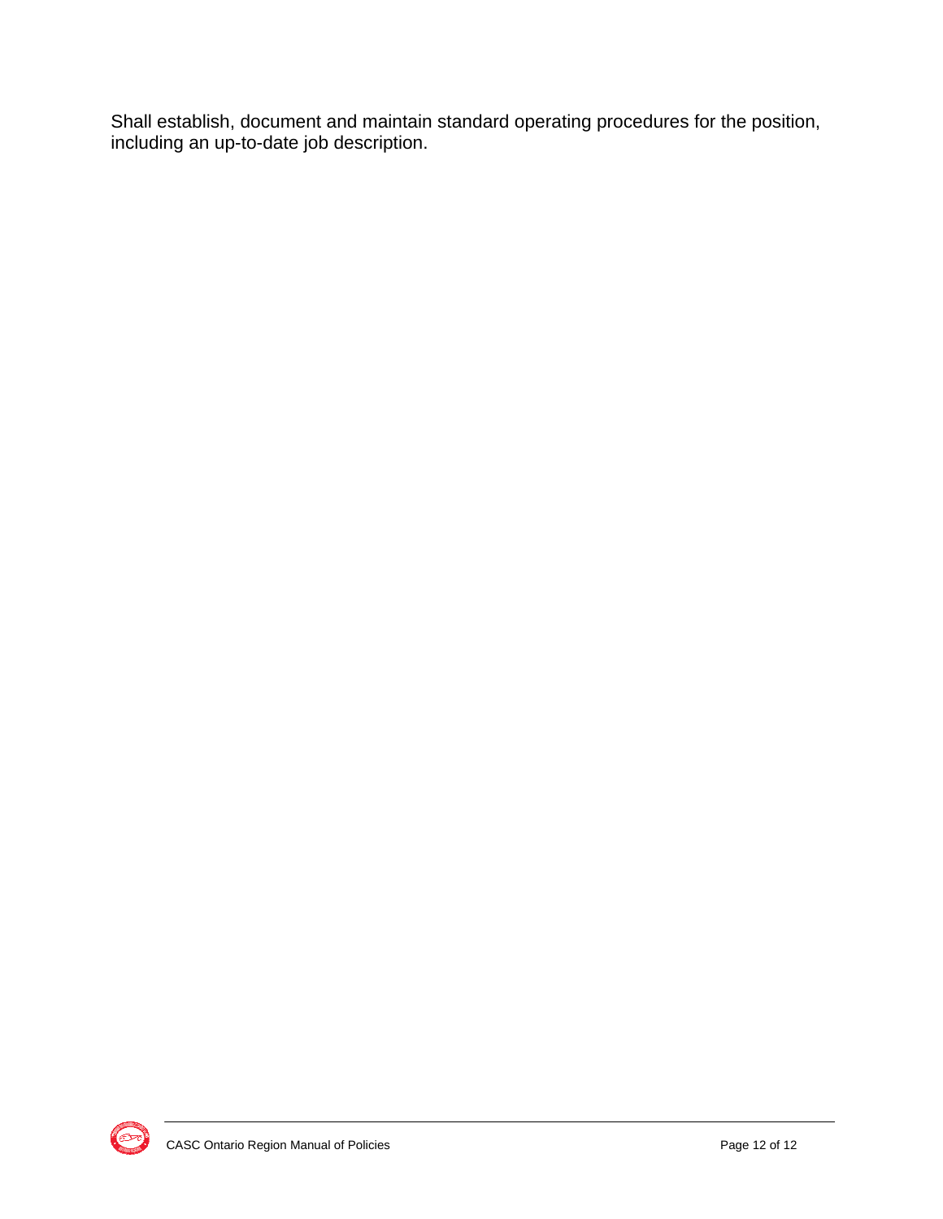Shall establish, document and maintain standard operating procedures for the position, including an up-to-date job description.